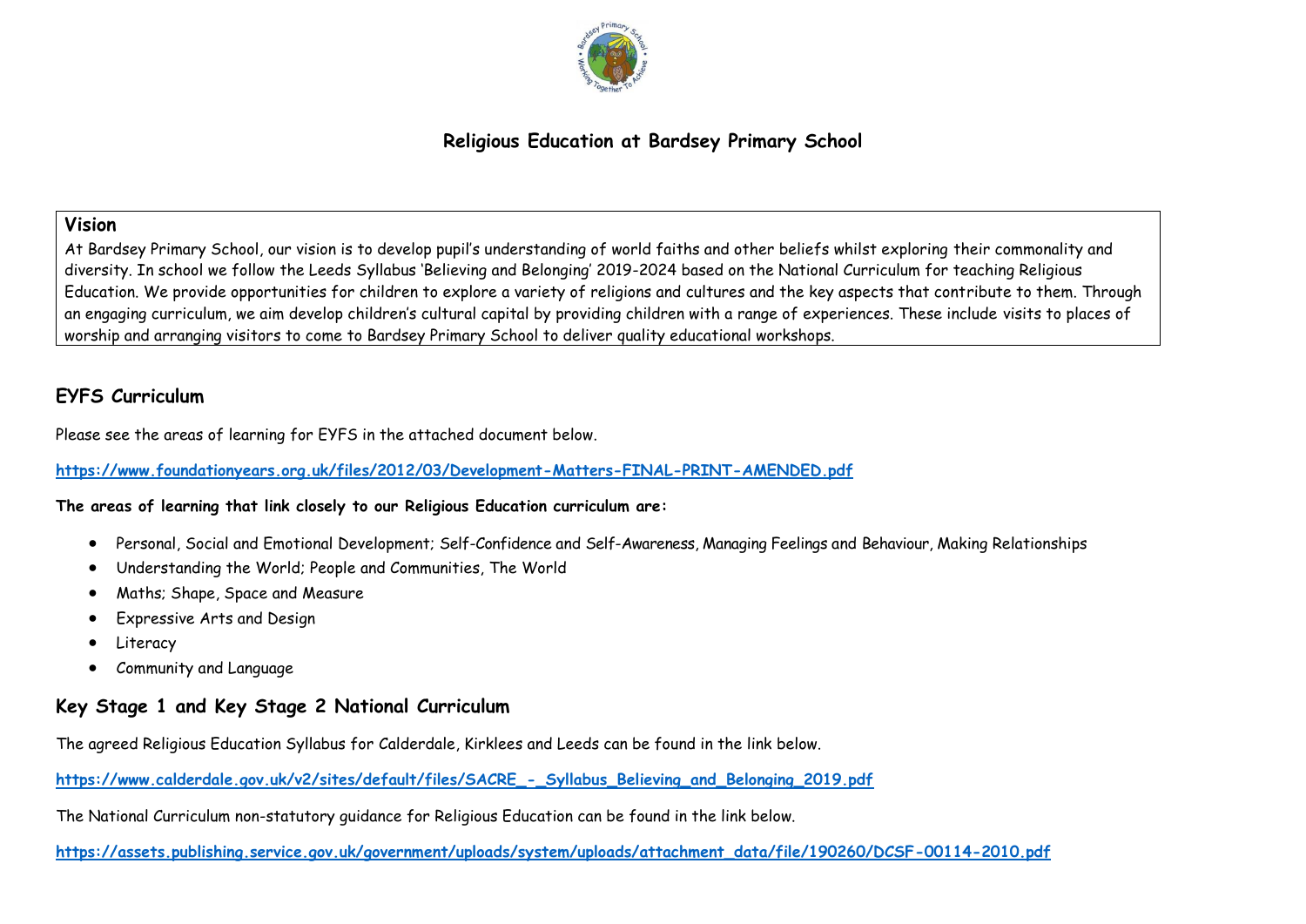# Religious Education at Bardsey Primary School

## Vision

At Bardsey Primary School, our vision is to develop pupil's understanding of world faiths and other beliefs whilst exploring their commonality and diversity. In school we follow the Leeds Syllabus 'Believing and Belonging' 2019-2024 based on the National Curriculum for teaching Religious Education. We provide opportunities for children to explore a variety of religions and cultures and the key aspects that contribute to them. Through an engaging curriculum, we aim develop children's cultural capital by providing children with a range of experiences. These include visits to places of worship and arranging visitors to come to Bardsey Primary School to deliver quality educational workshops.

## EYFS Curriculum

Please see the areas of learning for EYFS in the attached document below.

**https://www.foundationyears.org.uk/files/2012/03/Development-Matters-FINAL-PRINT-AMENDED.pdf**

**The areas of learning that link closely to our Religious Education curriculum are:**

- Personal, Social and Emotional Development; Self-Confidence and Self-Awareness, Managing Feelings and Behaviour, Making Relationships
- Understanding the World; People and Communities, The World
- Maths; Shape, Space and Measure
- Expressive Arts and Design
- Literacy
- Community and Language

## Key Stage 1 and Key Stage 2 National Curriculum

The agreed Religious Education Syllabus for Calderdale, Kirklees and Leeds can be found in the link below.

**https://www.calderdale.gov.uk/v2/sites/default/files/SACRE_-_Syllabus_Believing_and_Belonging_2019.pdf**

The National Curriculum non-statutory guidance for Religious Education can be found in the link below.

**https://assets.publishing.service.gov.uk/government/uploads/system/uploads/attachment_data/file/190260/DCSF-00114-2010.pdf**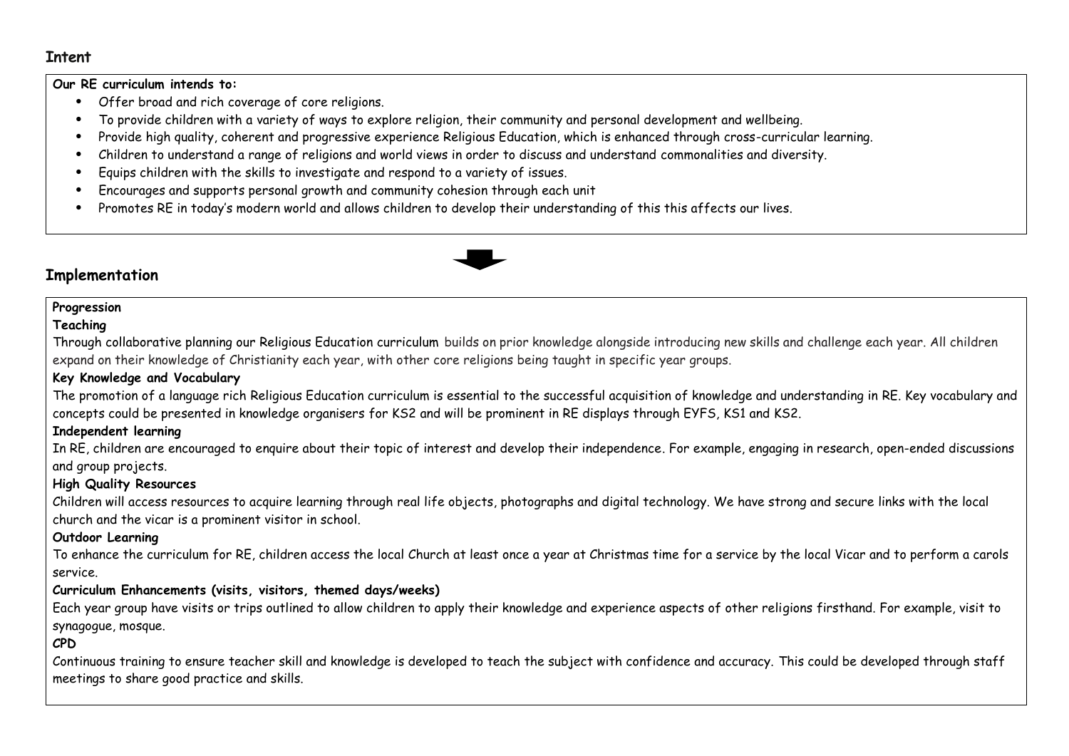## Intent

**Our RE curriculum intends to:**

- Offer broad and rich coverage of core religions.
- To provide children with a variety of ways to explore religion, their community and personal development and wellbeing.
- Provide high quality, coherent and progressive experience Religious Education, which is enhanced through cross-curricular learning.
- Children to understand a range of religions and world views in order to discuss and understand commonalities and diversity.
- Equips children with the skills to investigate and respond to a variety of issues.
- Encourages and supports personal growth and community cohesion through each unit
- Promotes RE in today's modern world and allows children to develop their understanding of this this affects our lives.

## Implementation

**Progression**

**Teaching**

Through collaborative planning our Religious Education curriculum builds on prior knowledge alongside introducing new skills and challenge each year. All children expand on their knowledge of Christianity each year, with other core religions being taught in specific year groups.

**Key Knowledge and Vocabulary**

The promotion of a language rich Religious Education curriculum is essential to the successful acquisition of knowledge and understanding in RE. Key vocabulary and concepts could be presented in knowledge organisers for KS2 and will be prominent in RE displays through EYFS, KS1 and KS2.

**Independent learning**

In RE, children are encouraged to enquire about their topic of interest and develop their independence. For example, engaging in research, open-ended discussions and group projects.

**High Quality Resources**

Children will access resources to acquire learning through real life objects, photographs and digital technology. We have strong and secure links with the local church and the vicar is a prominent visitor in school.

**Outdoor Learning**

To enhance the curriculum for RE, children access the local Church at least once a year at Christmas time for a service by the local Vicar and to perform a carols service.

**Curriculum Enhancements (visits, visitors, themed days/weeks)**

Each year group have visits or trips outlined to allow children to apply their knowledge and experience aspects of other religions firsthand. For example, visit to synagogue, mosque.

**CPD**

Continuous training to ensure teacher skill and knowledge is developed to teach the subject with confidence and accuracy. This could be developed through staff meetings to share good practice and skills.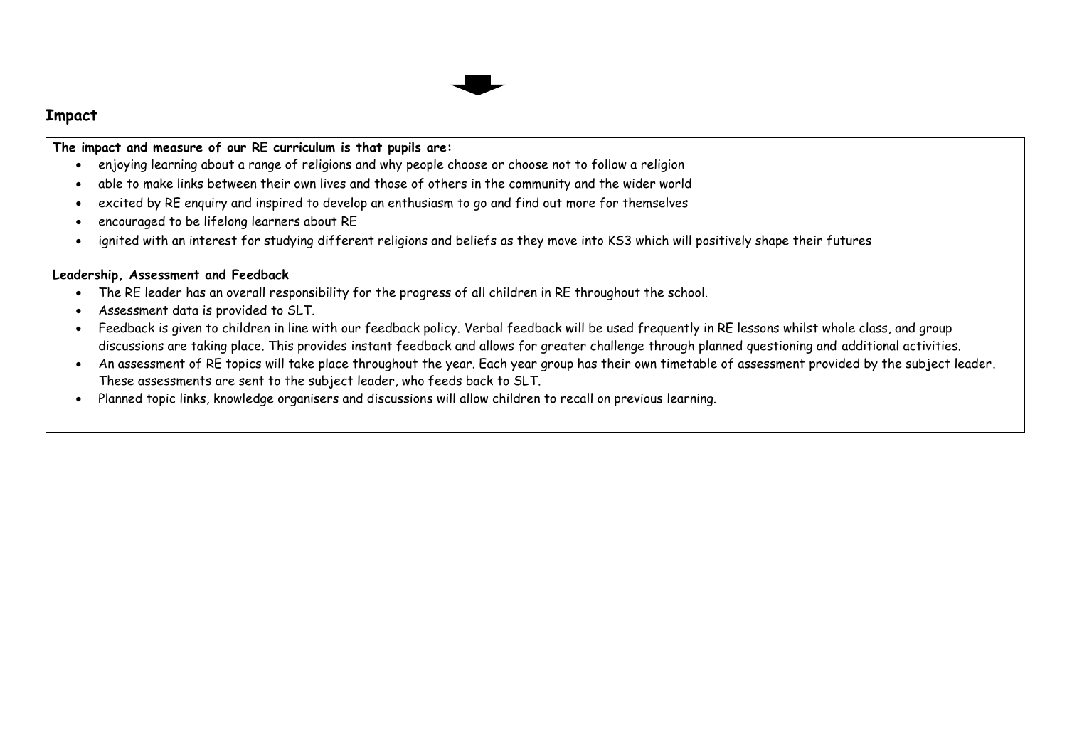## Impact

**The impact and measure of our RE curriculum is that pupils are:**

- enjoying learning about a range of religions and why people choose or choose not to follow a religion
- able to make links between their own lives and those of others in the community and the wider world
- excited by RE enquiry and inspired to develop an enthusiasm to go and find out more for themselves
- encouraged to be lifelong learners about RE
- ignited with an interest for studying different religions and beliefs as they move into KS3 which will positively shape their futures

**Leadership, Assessment and Feedback**

- The RE leader has an overall responsibility for the progress of all children in RE throughout the school.
- Assessment data is provided to SLT.
- Feedback is given to children in line with our feedback policy. Verbal feedback will be used frequently in RE lessons whilst whole class, and group discussions are taking place. This provides instant feedback and allows for greater challenge through planned questioning and additional activities.
- An assessment of RE topics will take place throughout the year. Each year group has their own timetable of assessment provided by the subject leader. These assessments are sent to the subject leader, who feeds back to SLT.
- Planned topic links, knowledge organisers and discussions will allow children to recall on previous learning.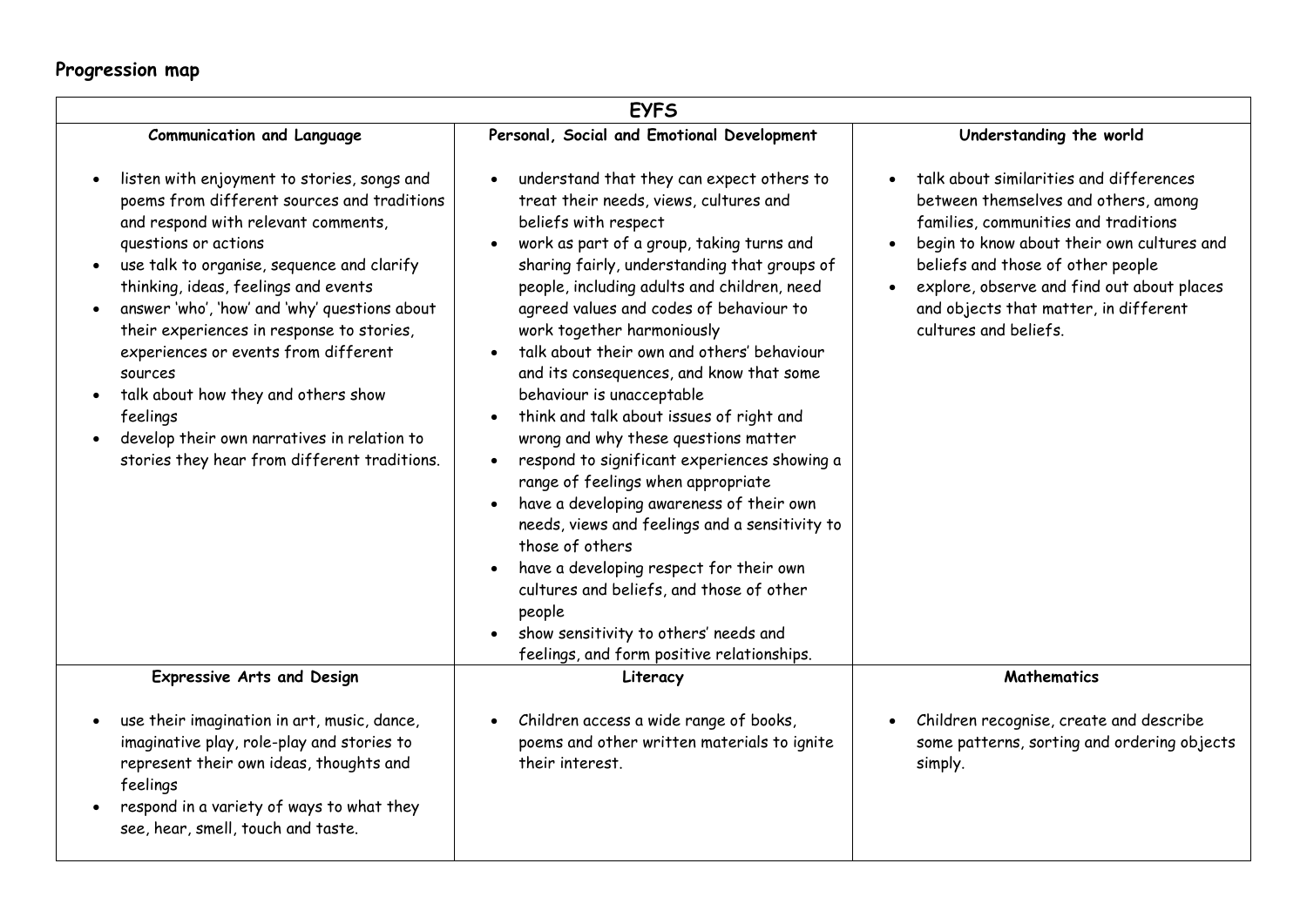## Progression map

| EYFS | | |
|---|---|---|
| **Communication and Language** | **Personal, Social and Emotional Development** | **Understanding the world** |
| • listen with enjoyment to stories, songs and poems from different sources and traditions and respond with relevant comments, questions or actions<br>• use talk to organise, sequence and clarify thinking, ideas, feelings and events<br>• answer 'who', 'how' and 'why' questions about their experiences in response to stories, experiences or events from different sources<br>• talk about how they and others show feelings<br>• develop their own narratives in relation to stories they hear from different traditions. | • understand that they can expect others to treat their needs, views, cultures and beliefs with respect<br>• work as part of a group, taking turns and sharing fairly, understanding that groups of people, including adults and children, need agreed values and codes of behaviour to work together harmoniously<br>• talk about their own and others' behaviour and its consequences, and know that some behaviour is unacceptable<br>• think and talk about issues of right and wrong and why these questions matter<br>• respond to significant experiences showing a range of feelings when appropriate<br>• have a developing awareness of their own needs, views and feelings and a sensitivity to those of others<br>• have a developing respect for their own cultures and beliefs, and those of other people<br>• show sensitivity to others' needs and feelings, and form positive relationships. | • talk about similarities and differences between themselves and others, among families, communities and traditions<br>• begin to know about their own cultures and beliefs and those of other people<br>• explore, observe and find out about places and objects that matter, in different cultures and beliefs. |
| **Expressive Arts and Design** | **Literacy** | **Mathematics** |
| • use their imagination in art, music, dance, imaginative play, role-play and stories to represent their own ideas, thoughts and feelings<br>• respond in a variety of ways to what they see, hear, smell, touch and taste. | • Children access a wide range of books, poems and other written materials to ignite their interest. | • Children recognise, create and describe some patterns, sorting and ordering objects simply. |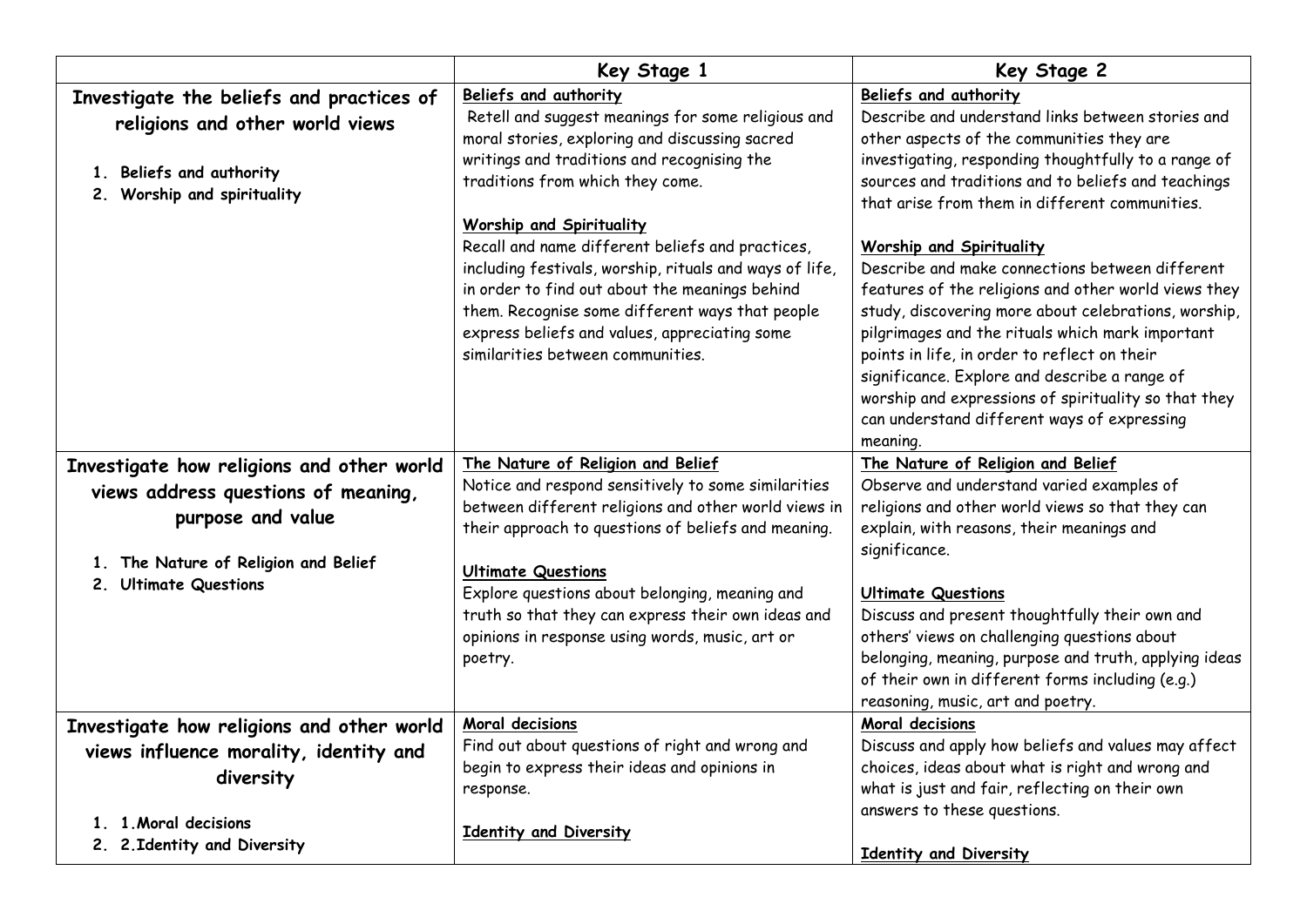| | Key Stage 1 | Key Stage 2 |
|---|---|---|
| **Investigate the beliefs and practices of religions and other world views**<br><br>1. **Beliefs and authority**<br>2. **Worship and spirituality** | **Beliefs and authority**<br>Retell and suggest meanings for some religious and moral stories, exploring and discussing sacred writings and traditions and recognising the traditions from which they come.<br><br>**Worship and Spirituality**<br>Recall and name different beliefs and practices, including festivals, worship, rituals and ways of life, in order to find out about the meanings behind them. Recognise some different ways that people express beliefs and values, appreciating some similarities between communities. | **Beliefs and authority**<br>Describe and understand links between stories and other aspects of the communities they are investigating, responding thoughtfully to a range of sources and traditions and to beliefs and teachings that arise from them in different communities.<br><br>**Worship and Spirituality**<br>Describe and make connections between different features of the religions and other world views they study, discovering more about celebrations, worship, pilgrimages and the rituals which mark important points in life, in order to reflect on their significance. Explore and describe a range of worship and expressions of spirituality so that they can understand different ways of expressing meaning. |
| **Investigate how religions and other world views address questions of meaning, purpose and value**<br><br>1. **The Nature of Religion and Belief**<br>2. **Ultimate Questions** | **The Nature of Religion and Belief**<br>Notice and respond sensitively to some similarities between different religions and other world views in their approach to questions of beliefs and meaning.<br><br>**Ultimate Questions**<br>Explore questions about belonging, meaning and truth so that they can express their own ideas and opinions in response using words, music, art or poetry. | **The Nature of Religion and Belief**<br>Observe and understand varied examples of religions and other world views so that they can explain, with reasons, their meanings and significance.<br><br>**Ultimate Questions**<br>Discuss and present thoughtfully their own and others' views on challenging questions about belonging, meaning, purpose and truth, applying ideas of their own in different forms including (e.g.) reasoning, music, art and poetry. |
| **Investigate how religions and other world views influence morality, identity and diversity**<br><br>1. **1.Moral decisions**<br>2. **2.Identity and Diversity** | **Moral decisions**<br>Find out about questions of right and wrong and begin to express their ideas and opinions in response.<br><br>**Identity and Diversity** | **Moral decisions**<br>Discuss and apply how beliefs and values may affect choices, ideas about what is right and wrong and what is just and fair, reflecting on their own answers to these questions.<br><br>**Identity and Diversity** |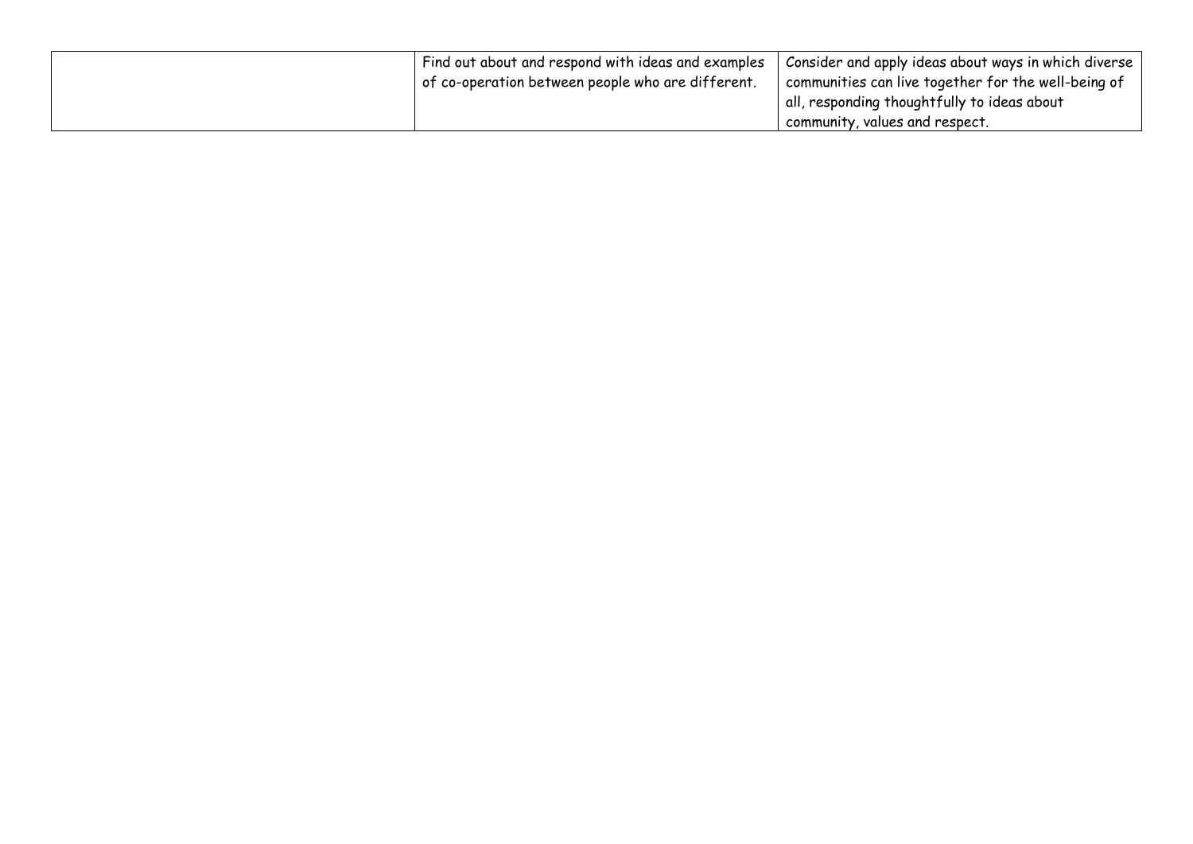| | | |
|---|---|---|
| | Find out about and respond with ideas and examples of co-operation between people who are different. | Consider and apply ideas about ways in which diverse communities can live together for the well-being of all, responding thoughtfully to ideas about community, values and respect. |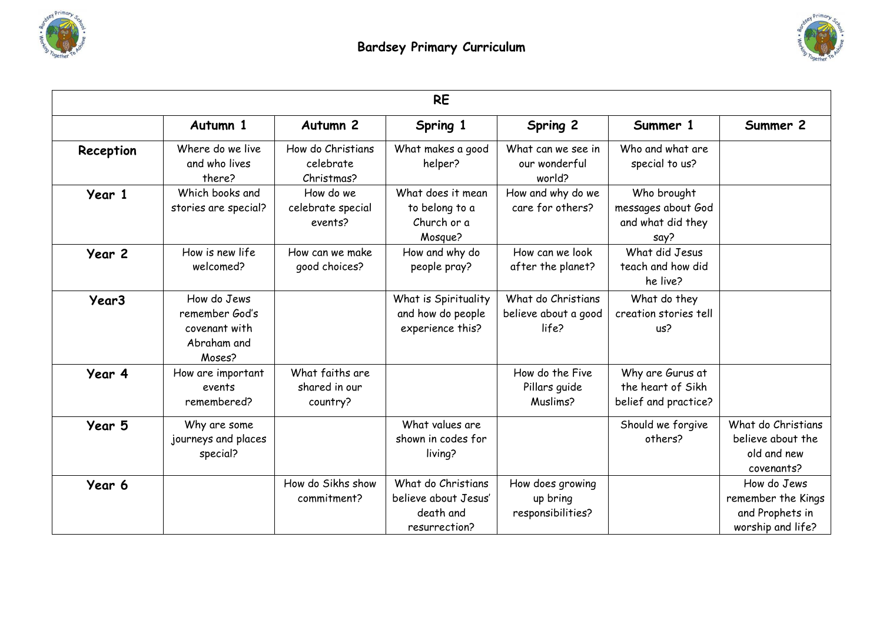# Bardsey Primary Curriculum

| RE | | | | | | |
|---|---|---|---|---|---|---|
| | **Autumn 1** | **Autumn 2** | **Spring 1** | **Spring 2** | **Summer 1** | **Summer 2** |
| **Reception** | Where do we live and who lives there? | How do Christians celebrate Christmas? | What makes a good helper? | What can we see in our wonderful world? | Who and what are special to us? | |
| **Year 1** | Which books and stories are special? | How do we celebrate special events? | What does it mean to belong to a Church or a Mosque? | How and why do we care for others? | Who brought messages about God and what did they say? | |
| **Year 2** | How is new life welcomed? | How can we make good choices? | How and why do people pray? | How can we look after the planet? | What did Jesus teach and how did he live? | |
| **Year3** | How do Jews remember God's covenant with Abraham and Moses? | | What is Spirituality and how do people experience this? | What do Christians believe about a good life? | What do they creation stories tell us? | |
| **Year 4** | How are important events remembered? | What faiths are shared in our country? | | How do the Five Pillars guide Muslims? | Why are Gurus at the heart of Sikh belief and practice? | |
| **Year 5** | Why are some journeys and places special? | | What values are shown in codes for living? | | Should we forgive others? | What do Christians believe about the old and new covenants? |
| **Year 6** | | How do Sikhs show commitment? | What do Christians believe about Jesus' death and resurrection? | How does growing up bring responsibilities? | | How do Jews remember the Kings and Prophets in worship and life? |